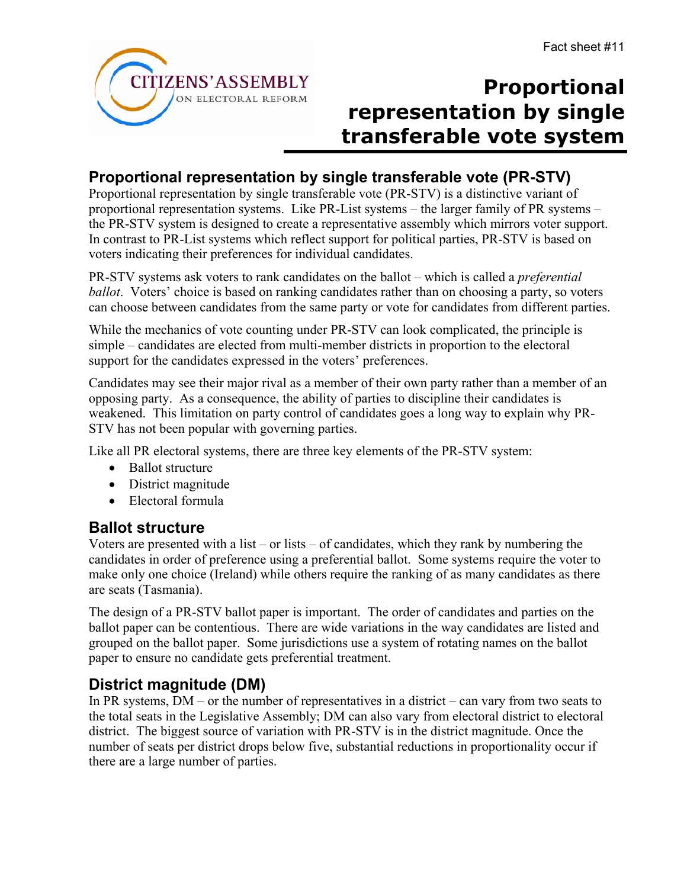Fact sheet #11

# Proportional representation by single transferable vote system

## Proportional representation by single transferable vote (PR-STV)

Proportional representation by single transferable vote (PR-STV) is a distinctive variant of proportional representation systems. Like PR-List systems – the larger family of PR systems – the PR-STV system is designed to create a representative assembly which mirrors voter support. In contrast to PR-List systems which reflect support for political parties, PR-STV is based on voters indicating their preferences for individual candidates.

PR-STV systems ask voters to rank candidates on the ballot – which is called a *preferential ballot*. Voters' choice is based on ranking candidates rather than on choosing a party, so voters can choose between candidates from the same party or vote for candidates from different parties.

While the mechanics of vote counting under PR-STV can look complicated, the principle is simple – candidates are elected from multi-member districts in proportion to the electoral support for the candidates expressed in the voters' preferences.

Candidates may see their major rival as a member of their own party rather than a member of an opposing party. As a consequence, the ability of parties to discipline their candidates is weakened. This limitation on party control of candidates goes a long way to explain why PR-STV has not been popular with governing parties.

Like all PR electoral systems, there are three key elements of the PR-STV system:

- Ballot structure
- District magnitude
- Electoral formula

## Ballot structure

Voters are presented with a list – or lists – of candidates, which they rank by numbering the candidates in order of preference using a preferential ballot. Some systems require the voter to make only one choice (Ireland) while others require the ranking of as many candidates as there are seats (Tasmania).

The design of a PR-STV ballot paper is important. The order of candidates and parties on the ballot paper can be contentious. There are wide variations in the way candidates are listed and grouped on the ballot paper. Some jurisdictions use a system of rotating names on the ballot paper to ensure no candidate gets preferential treatment.

## District magnitude (DM)

In PR systems, DM – or the number of representatives in a district – can vary from two seats to the total seats in the Legislative Assembly; DM can also vary from electoral district to electoral district. The biggest source of variation with PR-STV is in the district magnitude. Once the number of seats per district drops below five, substantial reductions in proportionality occur if there are a large number of parties.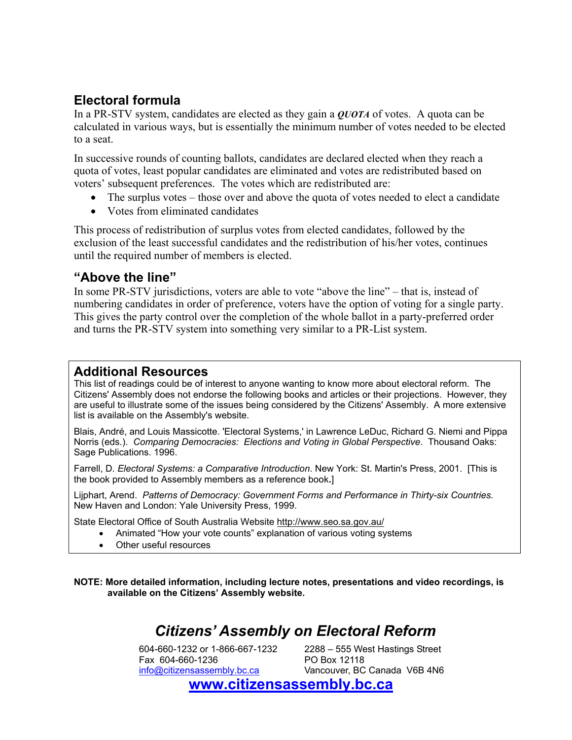## Electoral formula

In a PR-STV system, candidates are elected as they gain a ***QUOTA*** of votes. A quota can be calculated in various ways, but is essentially the minimum number of votes needed to be elected to a seat.

In successive rounds of counting ballots, candidates are declared elected when they reach a quota of votes, least popular candidates are eliminated and votes are redistributed based on voters' subsequent preferences. The votes which are redistributed are:

- The surplus votes – those over and above the quota of votes needed to elect a candidate
- Votes from eliminated candidates

This process of redistribution of surplus votes from elected candidates, followed by the exclusion of the least successful candidates and the redistribution of his/her votes, continues until the required number of members is elected.

## "Above the line"

In some PR-STV jurisdictions, voters are able to vote "above the line" – that is, instead of numbering candidates in order of preference, voters have the option of voting for a single party. This gives the party control over the completion of the whole ballot in a party-preferred order and turns the PR-STV system into something very similar to a PR-List system.

## Additional Resources

This list of readings could be of interest to anyone wanting to know more about electoral reform. The Citizens' Assembly does not endorse the following books and articles or their projections. However, they are useful to illustrate some of the issues being considered by the Citizens' Assembly. A more extensive list is available on the Assembly's website.

Blais, André, and Louis Massicotte. 'Electoral Systems,' in Lawrence LeDuc, Richard G. Niemi and Pippa Norris (eds.). *Comparing Democracies: Elections and Voting in Global Perspective*. Thousand Oaks: Sage Publications. 1996.

Farrell, D. *Electoral Systems: a Comparative Introduction*. New York: St. Martin's Press, 2001. [This is the book provided to Assembly members as a reference book.]

Lijphart, Arend. *Patterns of Democracy: Government Forms and Performance in Thirty-six Countries.* New Haven and London: Yale University Press, 1999.

State Electoral Office of South Australia Website http://www.seo.sa.gov.au/

- Animated "How your vote counts" explanation of various voting systems
- Other useful resources

**NOTE: More detailed information, including lecture notes, presentations and video recordings, is available on the Citizens' Assembly website.**

## *Citizens' Assembly on Electoral Reform*

604-660-1232 or 1-866-667-1232
Fax 604-660-1236
info@citizensassembly.bc.ca

2288 – 555 West Hastings Street
PO Box 12118
Vancouver, BC Canada V6B 4N6

**www.citizensassembly.bc.ca**